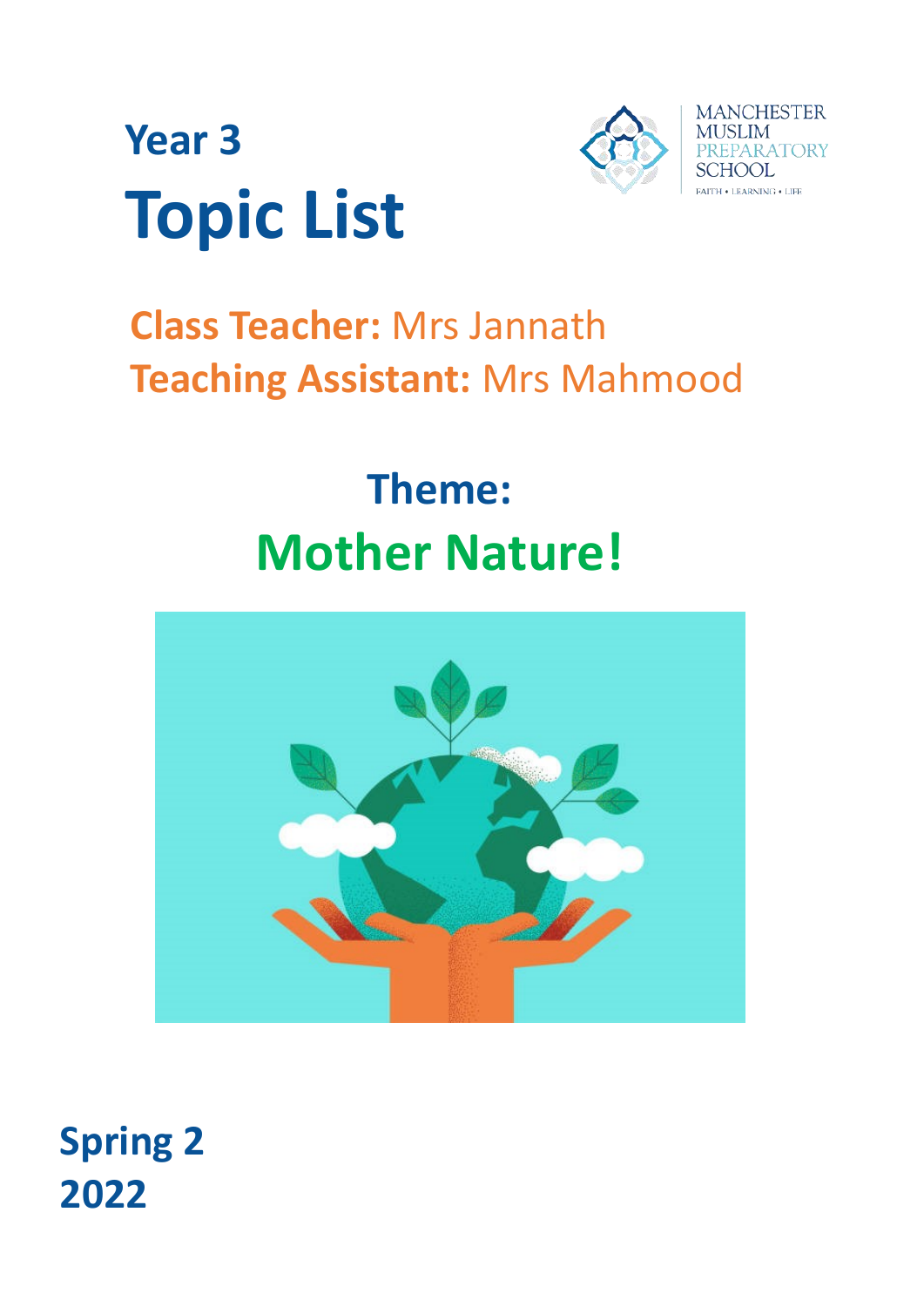# Year 3
# Topic List

MANCHESTER MUSLIM PREPARATORY SCHOOL

FAITH • LEARNING • LIFE

**Class Teacher:** Mrs Jannath

**Teaching Assistant:** Mrs Mahmood

## Theme:
## Mother Nature!

**Spring 2**
**2022**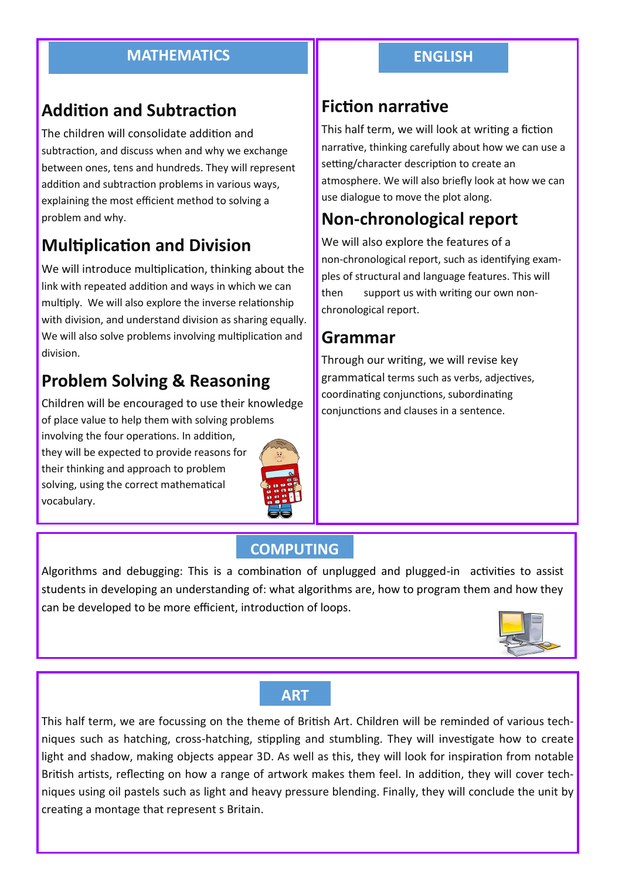## MATHEMATICS

### Addition and Subtraction

The children will consolidate addition and subtraction, and discuss when and why we exchange between ones, tens and hundreds. They will represent addition and subtraction problems in various ways, explaining the most efficient method to solving a problem and why.

### Multiplication and Division

We will introduce multiplication, thinking about the link with repeated addition and ways in which we can multiply. We will also explore the inverse relationship with division, and understand division as sharing equally. We will also solve problems involving multiplication and division.

### Problem Solving & Reasoning

Children will be encouraged to use their knowledge of place value to help them with solving problems involving the four operations. In addition, they will be expected to provide reasons for their thinking and approach to problem solving, using the correct mathematical vocabulary.

## ENGLISH

### Fiction narrative

This half term, we will look at writing a fiction narrative, thinking carefully about how we can use a setting/character description to create an atmosphere. We will also briefly look at how we can use dialogue to move the plot along.

### Non-chronological report

We will also explore the features of a non-chronological report, such as identifying examples of structural and language features. This will then support us with writing our own non-chronological report.

### Grammar

Through our writing, we will revise key grammatical terms such as verbs, adjectives, coordinating conjunctions, subordinating conjunctions and clauses in a sentence.

## COMPUTING

Algorithms and debugging: This is a combination of unplugged and plugged-in activities to assist students in developing an understanding of: what algorithms are, how to program them and how they can be developed to be more efficient, introduction of loops.

## ART

This half term, we are focussing on the theme of British Art. Children will be reminded of various techniques such as hatching, cross-hatching, stippling and stumbling. They will investigate how to create light and shadow, making objects appear 3D. As well as this, they will look for inspiration from notable British artists, reflecting on how a range of artwork makes them feel. In addition, they will cover techniques using oil pastels such as light and heavy pressure blending. Finally, they will conclude the unit by creating a montage that represent s Britain.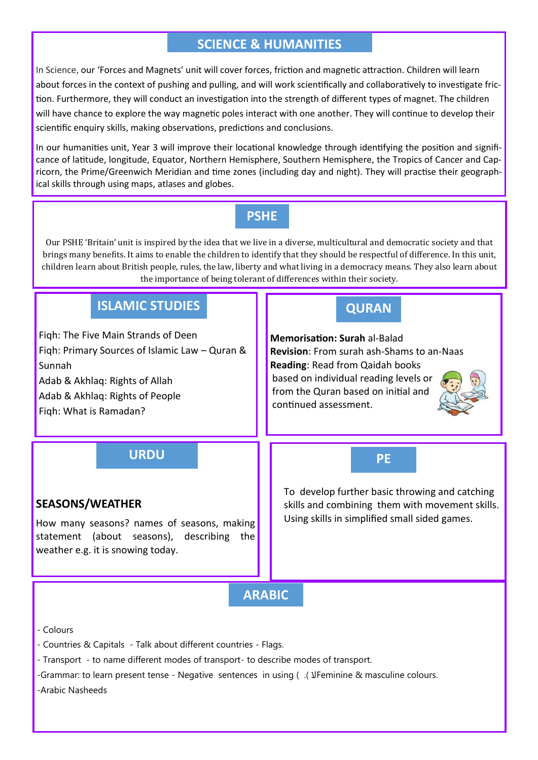## SCIENCE & HUMANITIES

In Science, our 'Forces and Magnets' unit will cover forces, friction and magnetic attraction. Children will learn about forces in the context of pushing and pulling, and will work scientifically and collaboratively to investigate friction. Furthermore, they will conduct an investigation into the strength of different types of magnet. The children will have chance to explore the way magnetic poles interact with one another. They will continue to develop their scientific enquiry skills, making observations, predictions and conclusions.

In our humanities unit, Year 3 will improve their locational knowledge through identifying the position and significance of latitude, longitude, Equator, Northern Hemisphere, Southern Hemisphere, the Tropics of Cancer and Capricorn, the Prime/Greenwich Meridian and time zones (including day and night). They will practise their geographical skills through using maps, atlases and globes.

## PSHE

Our PSHE 'Britain' unit is inspired by the idea that we live in a diverse, multicultural and democratic society and that brings many benefits. It aims to enable the children to identify that they should be respectful of difference. In this unit, children learn about British people, rules, the law, liberty and what living in a democracy means. They also learn about the importance of being tolerant of differences within their society.

## ISLAMIC STUDIES

Fiqh: The Five Main Strands of Deen
Fiqh: Primary Sources of Islamic Law – Quran & Sunnah
Adab & Akhlaq: Rights of Allah
Adab & Akhlaq: Rights of People
Fiqh: What is Ramadan?

## QURAN

**Memorisation: Surah** al-Balad
**Revision**: From surah ash-Shams to an-Naas
**Reading**: Read from Qaidah books based on individual reading levels or from the Quran based on initial and continued assessment.

## URDU

**SEASONS/WEATHER**

How many seasons? names of seasons, making statement (about seasons), describing the weather e.g. it is snowing today.

## PE

To develop further basic throwing and catching skills and combining them with movement skills. Using skills in simplified small sided games.

## ARABIC

- Colours
- Countries & Capitals - Talk about different countries - Flags.
- Transport - to name different modes of transport- to describe modes of transport.
- Grammar: to learn present tense - Negative sentences in using ( لا ). Feminine & masculine colours.
- Arabic Nasheeds